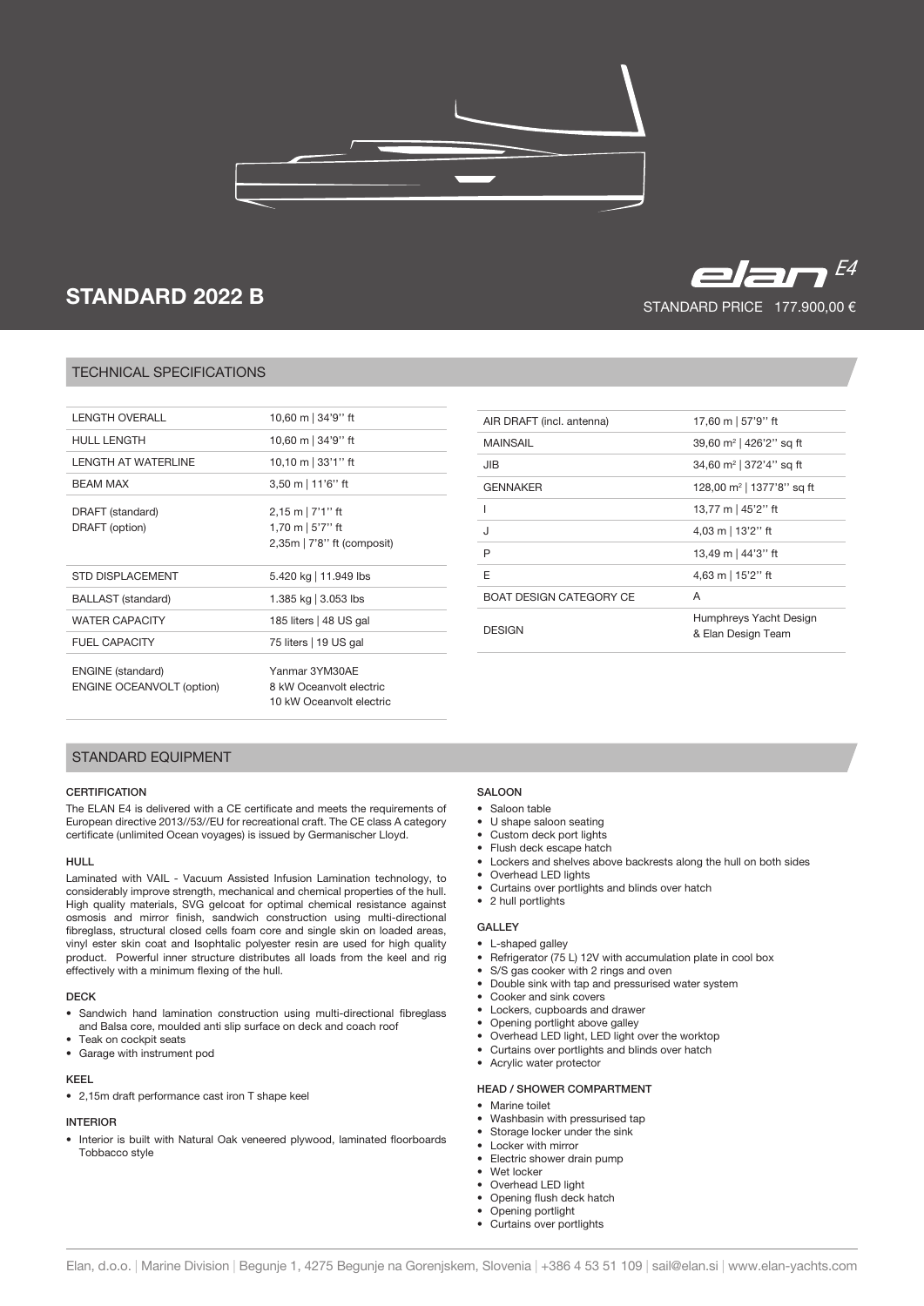elan E4

# STANDARD 2022 B

STANDARD PRICE 177.900,00 €

## TECHNICAL SPECIFICATIONS

| | |
|---|---|
| LENGTH OVERALL | 10,60 m \| 34'9'' ft |
| HULL LENGTH | 10,60 m \| 34'9'' ft |
| LENGTH AT WATERLINE | 10,10 m \| 33'1'' ft |
| BEAM MAX | 3,50 m \| 11'6'' ft |
| DRAFT (standard)<br>DRAFT (option) | 2,15 m \| 7'1'' ft<br>1,70 m \| 5'7'' ft<br>2,35m \| 7'8'' ft (composit) |
| STD DISPLACEMENT | 5.420 kg \| 11.949 lbs |
| BALLAST (standard) | 1.385 kg \| 3.053 lbs |
| WATER CAPACITY | 185 liters \| 48 US gal |
| FUEL CAPACITY | 75 liters \| 19 US gal |
| ENGINE (standard)<br>ENGINE OCEANVOLT (option) | Yanmar 3YM30AE<br>8 kW Oceanvolt electric<br>10 kW Oceanvolt electric |

| | |
|---|---|
| AIR DRAFT (incl. antenna) | 17,60 m \| 57'9'' ft |
| MAINSAIL | 39,60 m² \| 426'2'' sq ft |
| JIB | 34,60 m² \| 372'4'' sq ft |
| GENNAKER | 128,00 m² \| 1377'8'' sq ft |
| I | 13,77 m \| 45'2'' ft |
| J | 4,03 m \| 13'2'' ft |
| P | 13,49 m \| 44'3'' ft |
| E | 4,63 m \| 15'2'' ft |
| BOAT DESIGN CATEGORY CE | A |
| DESIGN | Humphreys Yacht Design & Elan Design Team |

## STANDARD EQUIPMENT

### CERTIFICATION

The ELAN E4 is delivered with a CE certificate and meets the requirements of European directive 2013//53//EU for recreational craft. The CE class A category certificate (unlimited Ocean voyages) is issued by Germanischer Lloyd.

### HULL

Laminated with VAIL - Vacuum Assisted Infusion Lamination technology, to considerably improve strength, mechanical and chemical properties of the hull. High quality materials, SVG gelcoat for optimal chemical resistance against osmosis and mirror finish, sandwich construction using multi-directional fibreglass, structural closed cells foam core and single skin on loaded areas, vinyl ester skin coat and Isophtalic polyester resin are used for high quality product. Powerful inner structure distributes all loads from the keel and rig effectively with a minimum flexing of the hull.

### DECK

- Sandwich hand lamination construction using multi-directional fibreglass and Balsa core, moulded anti slip surface on deck and coach roof
- Teak on cockpit seats
- Garage with instrument pod

### KEEL

- 2,15m draft performance cast iron T shape keel

### INTERIOR

- Interior is built with Natural Oak veneered plywood, laminated floorboards Tobbacco style

### SALOON

- Saloon table
- U shape saloon seating
- Custom deck port lights
- Flush deck escape hatch
- Lockers and shelves above backrests along the hull on both sides
- Overhead LED lights
- Curtains over portlights and blinds over hatch
- 2 hull portlights

### GALLEY

- L-shaped galley
- Refrigerator (75 L) 12V with accumulation plate in cool box
- S/S gas cooker with 2 rings and oven
- Double sink with tap and pressurised water system
- Cooker and sink covers
- Lockers, cupboards and drawer
- Opening portlight above galley
- Overhead LED light, LED light over the worktop
- Curtains over portlights and blinds over hatch
- Acrylic water protector

### HEAD / SHOWER COMPARTMENT

- Marine toilet
- Washbasin with pressurised tap
- Storage locker under the sink
- Locker with mirror
- Electric shower drain pump
- Wet locker
- Overhead LED light
- Opening flush deck hatch
- Opening portlight
- Curtains over portlights

Elan, d.o.o. | Marine Division | Begunje 1, 4275 Begunje na Gorenjskem, Slovenia | +386 4 53 51 109 | sail@elan.si | www.elan-yachts.com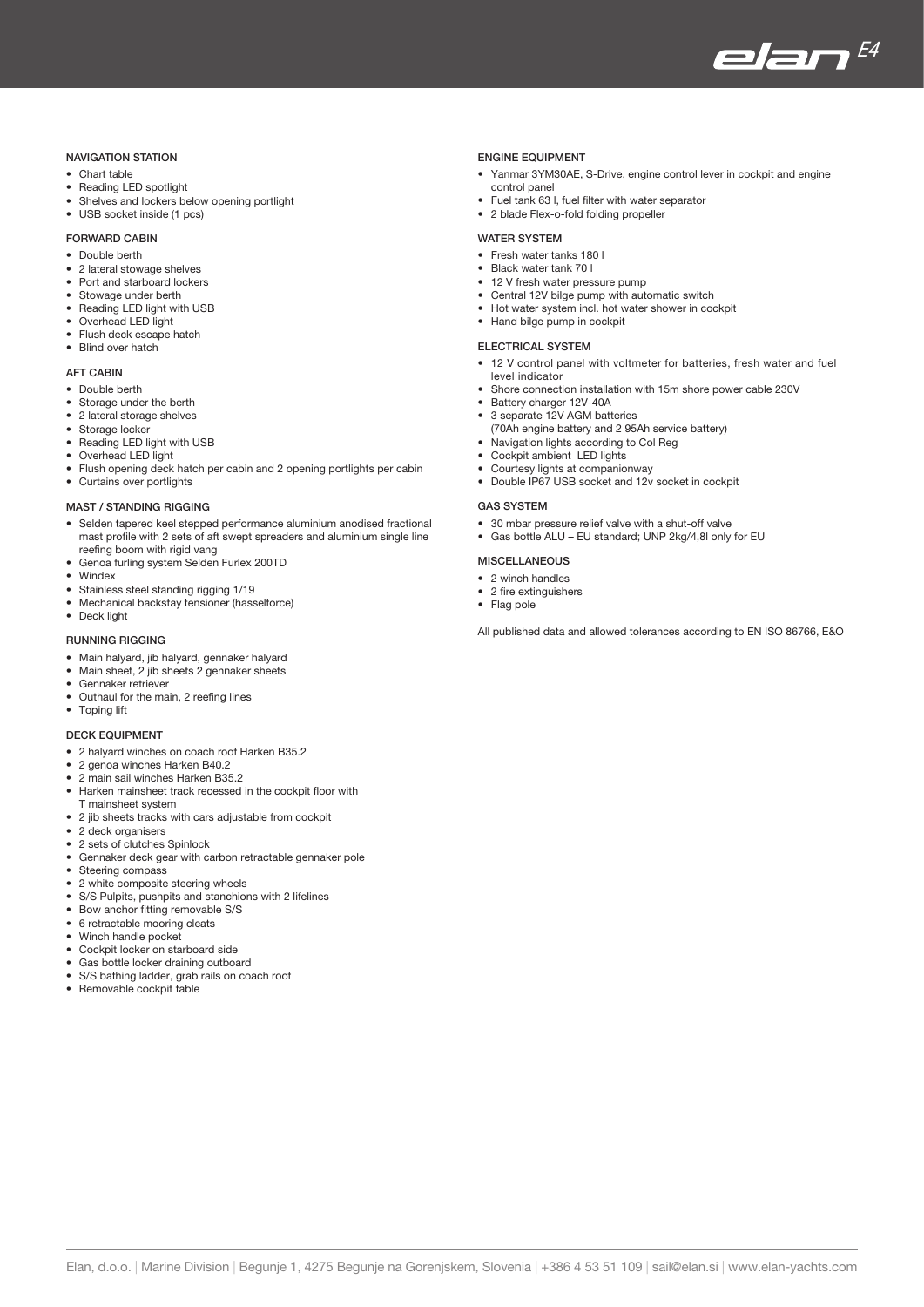### NAVIGATION STATION

- Chart table
- Reading LED spotlight
- Shelves and lockers below opening portlight
- USB socket inside (1 pcs)

### FORWARD CABIN

- Double berth
- 2 lateral stowage shelves
- Port and starboard lockers
- Stowage under berth
- Reading LED light with USB
- Overhead LED light
- Flush deck escape hatch
- Blind over hatch

### AFT CABIN

- Double berth
- Storage under the berth
- 2 lateral storage shelves
- Storage locker
- Reading LED light with USB
- Overhead LED light
- Flush opening deck hatch per cabin and 2 opening portlights per cabin
- Curtains over portlights

### MAST / STANDING RIGGING

- Selden tapered keel stepped performance aluminium anodised fractional mast profile with 2 sets of aft swept spreaders and aluminium single line reefing boom with rigid vang
- Genoa furling system Selden Furlex 200TD
- Windex
- Stainless steel standing rigging 1/19
- Mechanical backstay tensioner (hasselforce)
- Deck light

### RUNNING RIGGING

- Main halyard, jib halyard, gennaker halyard
- Main sheet, 2 jib sheets 2 gennaker sheets
- Gennaker retriever
- Outhaul for the main, 2 reefing lines
- Toping lift

### DECK EQUIPMENT

- 2 halyard winches on coach roof Harken B35.2
- 2 genoa winches Harken B40.2
- 2 main sail winches Harken B35.2
- Harken mainsheet track recessed in the cockpit floor with T mainsheet system
- 2 jib sheets tracks with cars adjustable from cockpit
- 2 deck organisers
- 2 sets of clutches Spinlock
- Gennaker deck gear with carbon retractable gennaker pole
- Steering compass
- 2 white composite steering wheels
- S/S Pulpits, pushpits and stanchions with 2 lifelines
- Bow anchor fitting removable S/S
- 6 retractable mooring cleats
- Winch handle pocket
- Cockpit locker on starboard side
- Gas bottle locker draining outboard
- S/S bathing ladder, grab rails on coach roof
- Removable cockpit table

### ENGINE EQUIPMENT

- Yanmar 3YM30AE, S-Drive, engine control lever in cockpit and engine control panel
- Fuel tank 63 l, fuel filter with water separator
- 2 blade Flex-o-fold folding propeller

### WATER SYSTEM

- Fresh water tanks 180 l
- Black water tank 70 l
- 12 V fresh water pressure pump
- Central 12V bilge pump with automatic switch
- Hot water system incl. hot water shower in cockpit
- Hand bilge pump in cockpit

### ELECTRICAL SYSTEM

- 12 V control panel with voltmeter for batteries, fresh water and fuel level indicator
- Shore connection installation with 15m shore power cable 230V
- Battery charger 12V-40A
- 3 separate 12V AGM batteries (70Ah engine battery and 2 95Ah service battery)
- Navigation lights according to Col Reg
- Cockpit ambient LED lights
- Courtesy lights at companionway
- Double IP67 USB socket and 12v socket in cockpit

### GAS SYSTEM

- 30 mbar pressure relief valve with a shut-off valve
- Gas bottle ALU – EU standard; UNP 2kg/4,8l only for EU

### MISCELLANEOUS

- 2 winch handles
- 2 fire extinguishers
- Flag pole

All published data and allowed tolerances according to EN ISO 86766, E&O